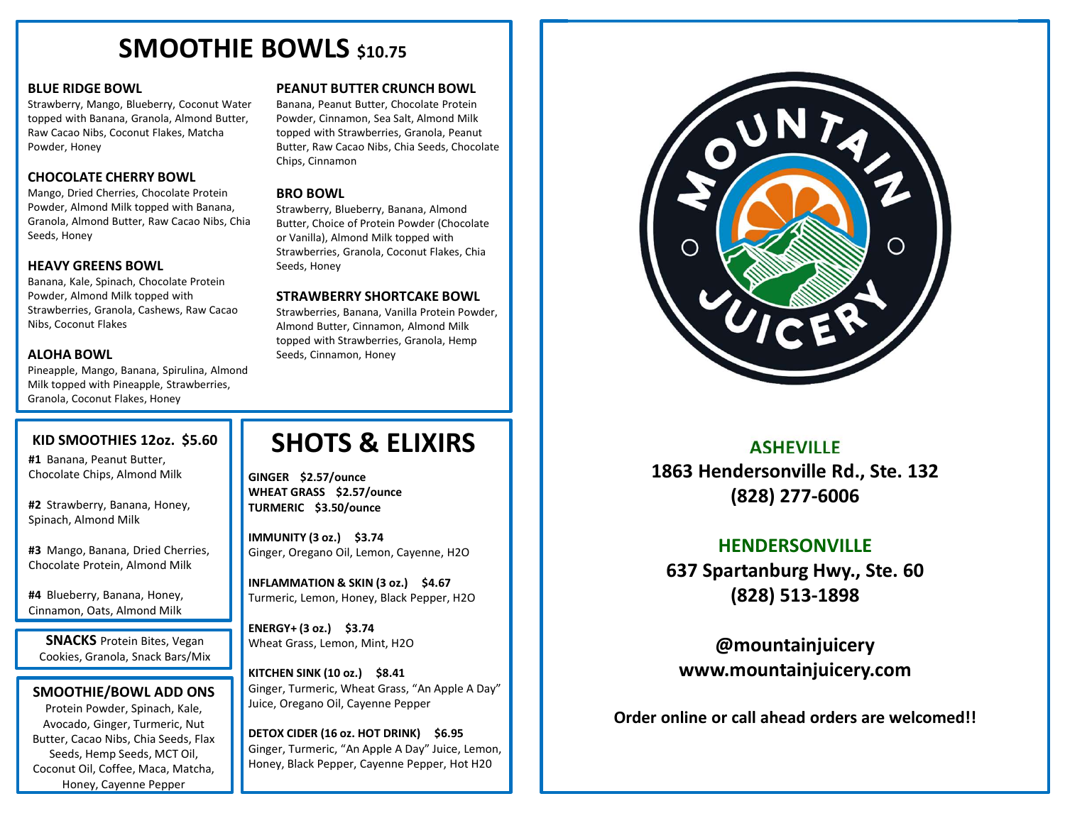# SMOOTHIE BOWLS $10.75

### BLUE RIDGE BOWL
Strawberry, Mango, Blueberry, Coconut Water topped with Banana, Granola, Almond Butter, Raw Cacao Nibs, Coconut Flakes, Matcha Powder, Honey

### CHOCOLATE CHERRY BOWL
Mango, Dried Cherries, Chocolate Protein Powder, Almond Milk topped with Banana, Granola, Almond Butter, Raw Cacao Nibs, Chia Seeds, Honey

### HEAVY GREENS BOWL
Banana, Kale, Spinach, Chocolate Protein Powder, Almond Milk topped with Strawberries, Granola, Cashews, Raw Cacao Nibs, Coconut Flakes

### ALOHA BOWL
Pineapple, Mango, Banana, Spirulina, Almond Milk topped with Pineapple, Strawberries, Granola, Coconut Flakes, Honey

### PEANUT BUTTER CRUNCH BOWL
Banana, Peanut Butter, Chocolate Protein Powder, Cinnamon, Sea Salt, Almond Milk topped with Strawberries, Granola, Peanut Butter, Raw Cacao Nibs, Chia Seeds, Chocolate Chips, Cinnamon

### BRO BOWL
Strawberry, Blueberry, Banana, Almond Butter, Choice of Protein Powder (Chocolate or Vanilla), Almond Milk topped with Strawberries, Granola, Coconut Flakes, Chia Seeds, Honey

### STRAWBERRY SHORTCAKE BOWL
Strawberries, Banana, Vanilla Protein Powder, Almond Butter, Cinnamon, Almond Milk topped with Strawberries, Granola, Hemp Seeds, Cinnamon, Honey

## KID SMOOTHIES 12oz. $5.60

**#1** Banana, Peanut Butter, Chocolate Chips, Almond Milk

**#2** Strawberry, Banana, Honey, Spinach, Almond Milk

**#3** Mango, Banana, Dried Cherries, Chocolate Protein, Almond Milk

**#4** Blueberry, Banana, Honey, Cinnamon, Oats, Almond Milk

**SNACKS** Protein Bites, Vegan Cookies, Granola, Snack Bars/Mix

## SMOOTHIE/BOWL ADD ONS

Protein Powder, Spinach, Kale, Avocado, Ginger, Turmeric, Nut Butter, Cacao Nibs, Chia Seeds, Flax Seeds, Hemp Seeds, MCT Oil, Coconut Oil, Coffee, Maca, Matcha, Honey, Cayenne Pepper

# SHOTS & ELIXIRS

**GINGER $2.57/ounce**
**WHEAT GRASS $2.57/ounce**
**TURMERIC $3.50/ounce**

**IMMUNITY (3 oz.) $3.74**
Ginger, Oregano Oil, Lemon, Cayenne, H2O

**INFLAMMATION & SKIN (3 oz.) $4.67**
Turmeric, Lemon, Honey, Black Pepper, H2O

**ENERGY+ (3 oz.) $3.74**
Wheat Grass, Lemon, Mint, H2O

**KITCHEN SINK (10 oz.) $8.41**
Ginger, Turmeric, Wheat Grass, "An Apple A Day" Juice, Oregano Oil, Cayenne Pepper

**DETOX CIDER (16 oz. HOT DRINK) $6.95**
Ginger, Turmeric, "An Apple A Day" Juice, Lemon, Honey, Black Pepper, Cayenne Pepper, Hot H20

MOUNTAIN JUICERY

## ASHEVILLE
**1863 Hendersonville Rd., Ste. 132**
**(828) 277-6006**

## HENDERSONVILLE
**637 Spartanburg Hwy., Ste. 60**
**(828) 513-1898**

**@mountainjuicery**
**www.mountainjuicery.com**

**Order online or call ahead orders are welcomed!!**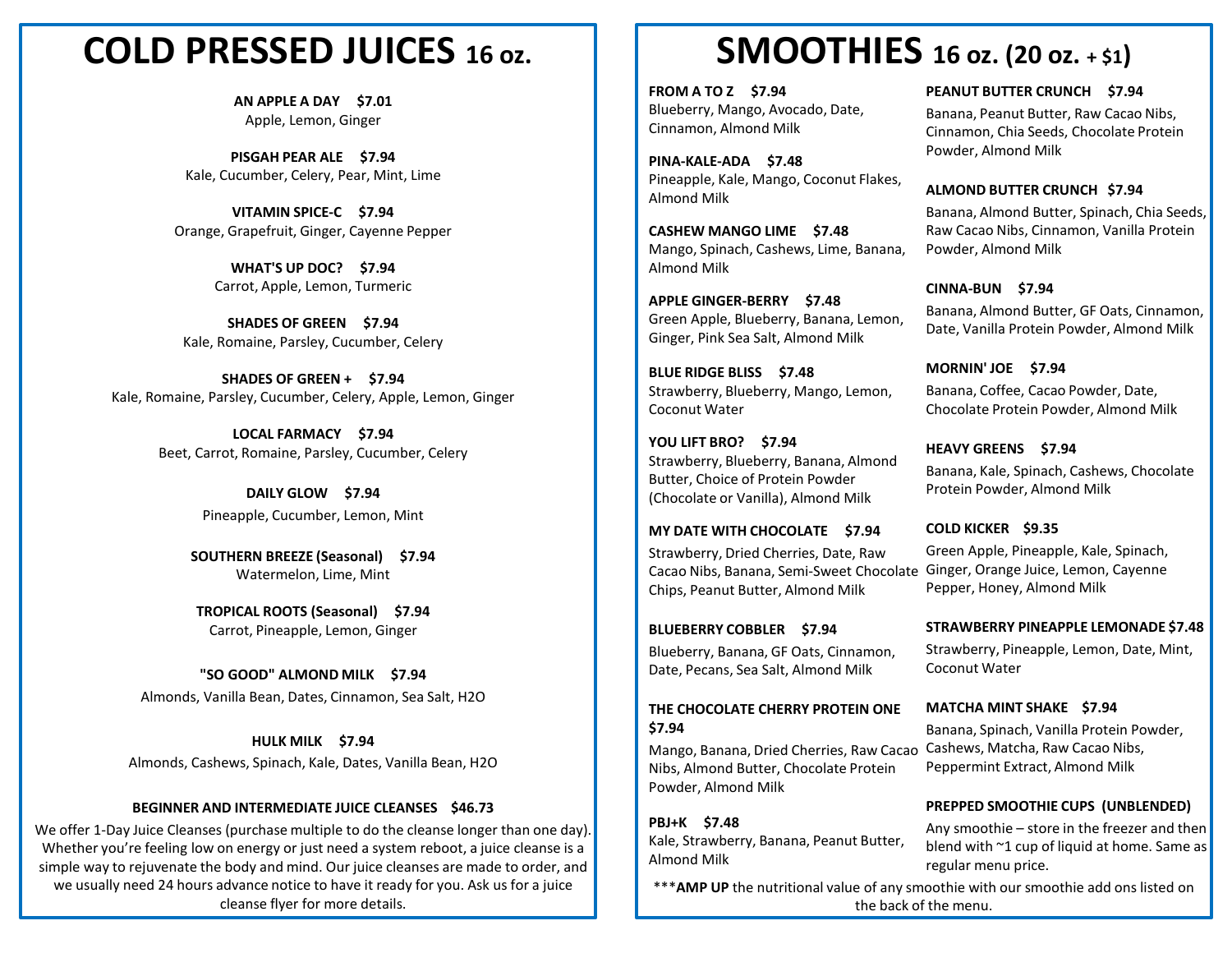# COLD PRESSED JUICES 16 oz.

**AN APPLE A DAY $7.01**
Apple, Lemon, Ginger

**PISGAH PEAR ALE $7.94**
Kale, Cucumber, Celery, Pear, Mint, Lime

**VITAMIN SPICE-C $7.94**
Orange, Grapefruit, Ginger, Cayenne Pepper

**WHAT'S UP DOC? $7.94**
Carrot, Apple, Lemon, Turmeric

**SHADES OF GREEN $7.94**
Kale, Romaine, Parsley, Cucumber, Celery

**SHADES OF GREEN + $7.94**
Kale, Romaine, Parsley, Cucumber, Celery, Apple, Lemon, Ginger

**LOCAL FARMACY $7.94**
Beet, Carrot, Romaine, Parsley, Cucumber, Celery

**DAILY GLOW $7.94**
Pineapple, Cucumber, Lemon, Mint

**SOUTHERN BREEZE (Seasonal) $7.94**
Watermelon, Lime, Mint

**TROPICAL ROOTS (Seasonal) $7.94**
Carrot, Pineapple, Lemon, Ginger

**"SO GOOD" ALMOND MILK $7.94**
Almonds, Vanilla Bean, Dates, Cinnamon, Sea Salt, H2O

**HULK MILK $7.94**
Almonds, Cashews, Spinach, Kale, Dates, Vanilla Bean, H2O

**BEGINNER AND INTERMEDIATE JUICE CLEANSES $46.73**
We offer 1-Day Juice Cleanses (purchase multiple to do the cleanse longer than one day). Whether you're feeling low on energy or just need a system reboot, a juice cleanse is a simple way to rejuvenate the body and mind. Our juice cleanses are made to order, and we usually need 24 hours advance notice to have it ready for you. Ask us for a juice cleanse flyer for more details.

# SMOOTHIES 16 oz. (20 oz. + $1)

**FROM A TO Z $7.94**
Blueberry, Mango, Avocado, Date, Cinnamon, Almond Milk

**PINA-KALE-ADA $7.48**
Pineapple, Kale, Mango, Coconut Flakes, Almond Milk

**CASHEW MANGO LIME $7.48**
Mango, Spinach, Cashews, Lime, Banana, Almond Milk

**APPLE GINGER-BERRY $7.48**
Green Apple, Blueberry, Banana, Lemon, Ginger, Pink Sea Salt, Almond Milk

**BLUE RIDGE BLISS $7.48**
Strawberry, Blueberry, Mango, Lemon, Coconut Water

**YOU LIFT BRO? $7.94**
Strawberry, Blueberry, Banana, Almond Butter, Choice of Protein Powder (Chocolate or Vanilla), Almond Milk

**MY DATE WITH CHOCOLATE $7.94**
Strawberry, Dried Cherries, Date, Raw Cacao Nibs, Banana, Semi-Sweet Chocolate Chips, Peanut Butter, Almond Milk

**BLUEBERRY COBBLER $7.94**
Blueberry, Banana, GF Oats, Cinnamon, Date, Pecans, Sea Salt, Almond Milk

**THE CHOCOLATE CHERRY PROTEIN ONE $7.94**
Mango, Banana, Dried Cherries, Raw Cacao Nibs, Almond Butter, Chocolate Protein Powder, Almond Milk

**PBJ+K $7.48**
Kale, Strawberry, Banana, Peanut Butter, Almond Milk

**PEANUT BUTTER CRUNCH $7.94**
Banana, Peanut Butter, Raw Cacao Nibs, Cinnamon, Chia Seeds, Chocolate Protein Powder, Almond Milk

**ALMOND BUTTER CRUNCH $7.94**
Banana, Almond Butter, Spinach, Chia Seeds, Raw Cacao Nibs, Cinnamon, Vanilla Protein Powder, Almond Milk

**CINNA-BUN $7.94**
Banana, Almond Butter, GF Oats, Cinnamon, Date, Vanilla Protein Powder, Almond Milk

**MORNIN' JOE $7.94**
Banana, Coffee, Cacao Powder, Date, Chocolate Protein Powder, Almond Milk

**HEAVY GREENS $7.94**
Banana, Kale, Spinach, Cashews, Chocolate Protein Powder, Almond Milk

**COLD KICKER $9.35**
Green Apple, Pineapple, Kale, Spinach, Ginger, Orange Juice, Lemon, Cayenne Pepper, Honey, Almond Milk

**STRAWBERRY PINEAPPLE LEMONADE $7.48**
Strawberry, Pineapple, Lemon, Date, Mint, Coconut Water

**MATCHA MINT SHAKE $7.94**
Banana, Spinach, Vanilla Protein Powder, Cashews, Matcha, Raw Cacao Nibs, Peppermint Extract, Almond Milk

**PREPPED SMOOTHIE CUPS (UNBLENDED)**
Any smoothie – store in the freezer and then blend with ~1 cup of liquid at home. Same as regular menu price.

***__AMP UP__ the nutritional value of any smoothie with our smoothie add ons listed on the back of the menu.